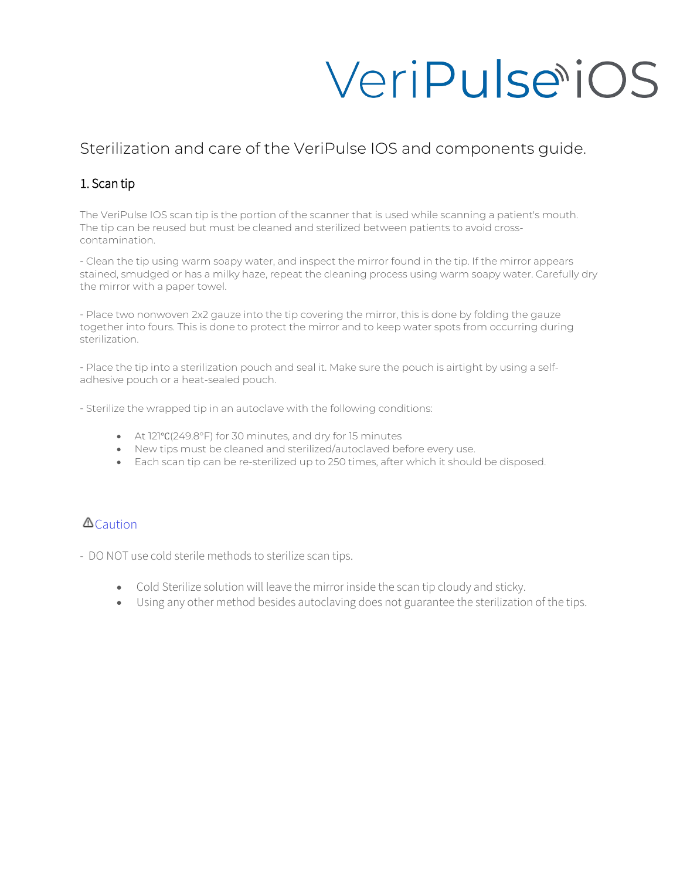# VeriPulse iOS

## Sterilization and care of the VeriPulse IOS and components guide.

### 1. Scan tip

The VeriPulse IOS scan tip is the portion of the scanner that is used while scanning a patient's mouth. The tip can be reused but must be cleaned and sterilized between patients to avoid cross-contamination.

- Clean the tip using warm soapy water, and inspect the mirror found in the tip. If the mirror appears stained, smudged or has a milky haze, repeat the cleaning process using warm soapy water. Carefully dry the mirror with a paper towel.

- Place two nonwoven 2x2 gauze into the tip covering the mirror, this is done by folding the gauze together into fours. This is done to protect the mirror and to keep water spots from occurring during sterilization.

- Place the tip into a sterilization pouch and seal it. Make sure the pouch is airtight by using a self-adhesive pouch or a heat-sealed pouch.

- Sterilize the wrapped tip in an autoclave with the following conditions:

  - At 121℃(249.8°F) for 30 minutes, and dry for 15 minutes
  - New tips must be cleaned and sterilized/autoclaved before every use.
  - Each scan tip can be re-sterilized up to 250 times, after which it should be disposed.

⚠Caution

- DO NOT use cold sterile methods to sterilize scan tips.
  - Cold Sterilize solution will leave the mirror inside the scan tip cloudy and sticky.
  - Using any other method besides autoclaving does not guarantee the sterilization of the tips.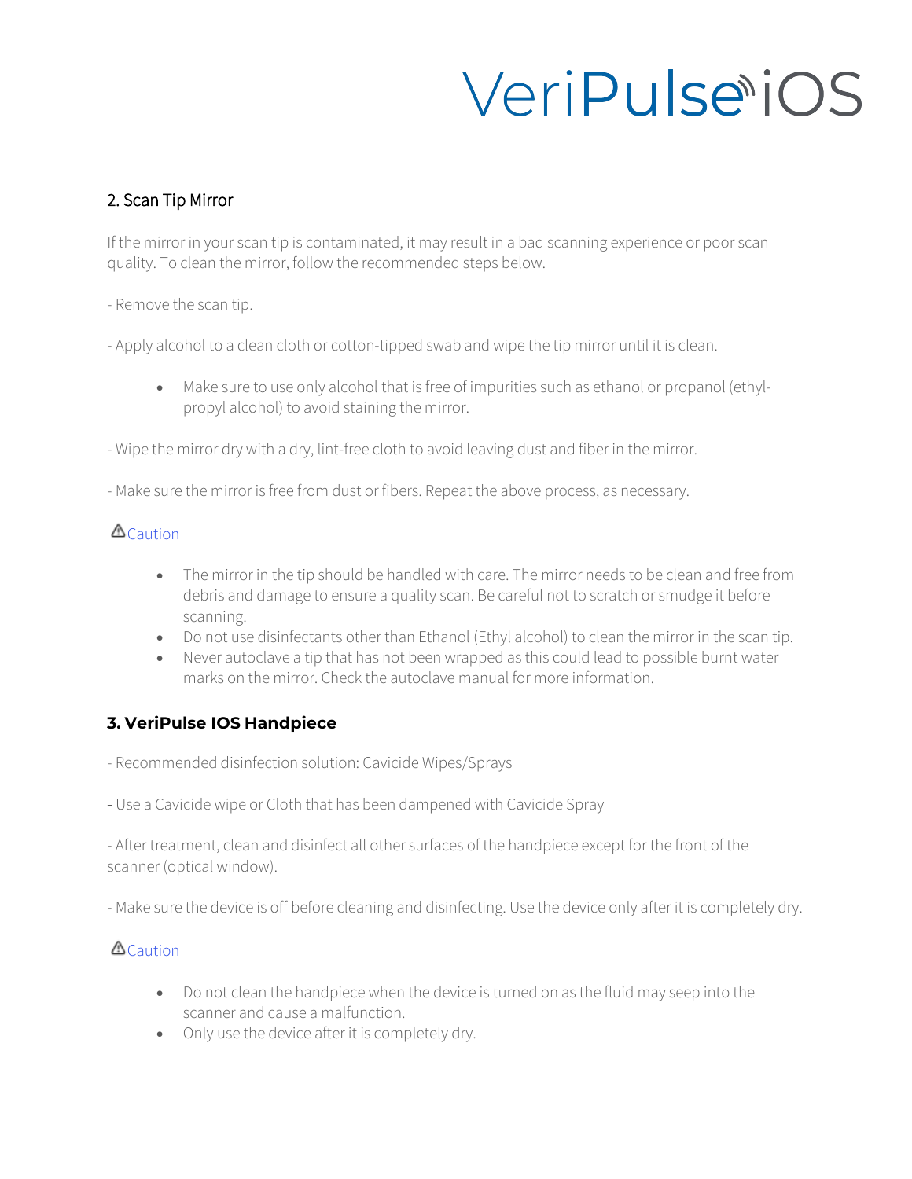## 2. Scan Tip Mirror

If the mirror in your scan tip is contaminated, it may result in a bad scanning experience or poor scan quality. To clean the mirror, follow the recommended steps below.

- Remove the scan tip.

- Apply alcohol to a clean cloth or cotton-tipped swab and wipe the tip mirror until it is clean.

  - Make sure to use only alcohol that is free of impurities such as ethanol or propanol (ethyl-propyl alcohol) to avoid staining the mirror.

- Wipe the mirror dry with a dry, lint-free cloth to avoid leaving dust and fiber in the mirror.

- Make sure the mirror is free from dust or fibers. Repeat the above process, as necessary.

⚠Caution

- The mirror in the tip should be handled with care. The mirror needs to be clean and free from debris and damage to ensure a quality scan. Be careful not to scratch or smudge it before scanning.
- Do not use disinfectants other than Ethanol (Ethyl alcohol) to clean the mirror in the scan tip.
- Never autoclave a tip that has not been wrapped as this could lead to possible burnt water marks on the mirror. Check the autoclave manual for more information.

## 3. VeriPulse IOS Handpiece

- Recommended disinfection solution: Cavicide Wipes/Sprays

- Use a Cavicide wipe or Cloth that has been dampened with Cavicide Spray

- After treatment, clean and disinfect all other surfaces of the handpiece except for the front of the scanner (optical window).

- Make sure the device is off before cleaning and disinfecting. Use the device only after it is completely dry.

⚠Caution

- Do not clean the handpiece when the device is turned on as the fluid may seep into the scanner and cause a malfunction.
- Only use the device after it is completely dry.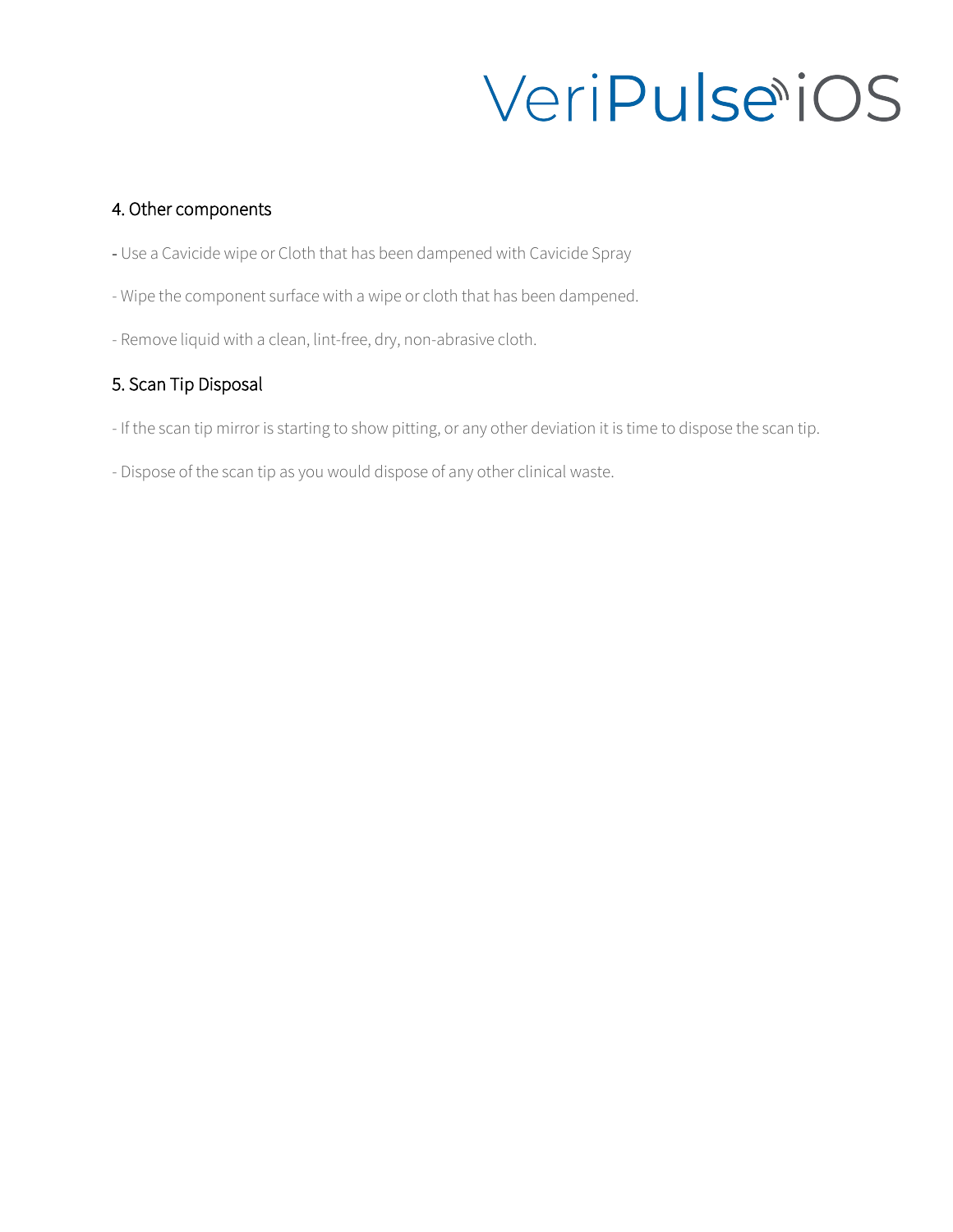## 4. Other components

- Use a Cavicide wipe or Cloth that has been dampened with Cavicide Spray

- Wipe the component surface with a wipe or cloth that has been dampened.

- Remove liquid with a clean, lint-free, dry, non-abrasive cloth.

## 5. Scan Tip Disposal

- If the scan tip mirror is starting to show pitting, or any other deviation it is time to dispose the scan tip.

- Dispose of the scan tip as you would dispose of any other clinical waste.